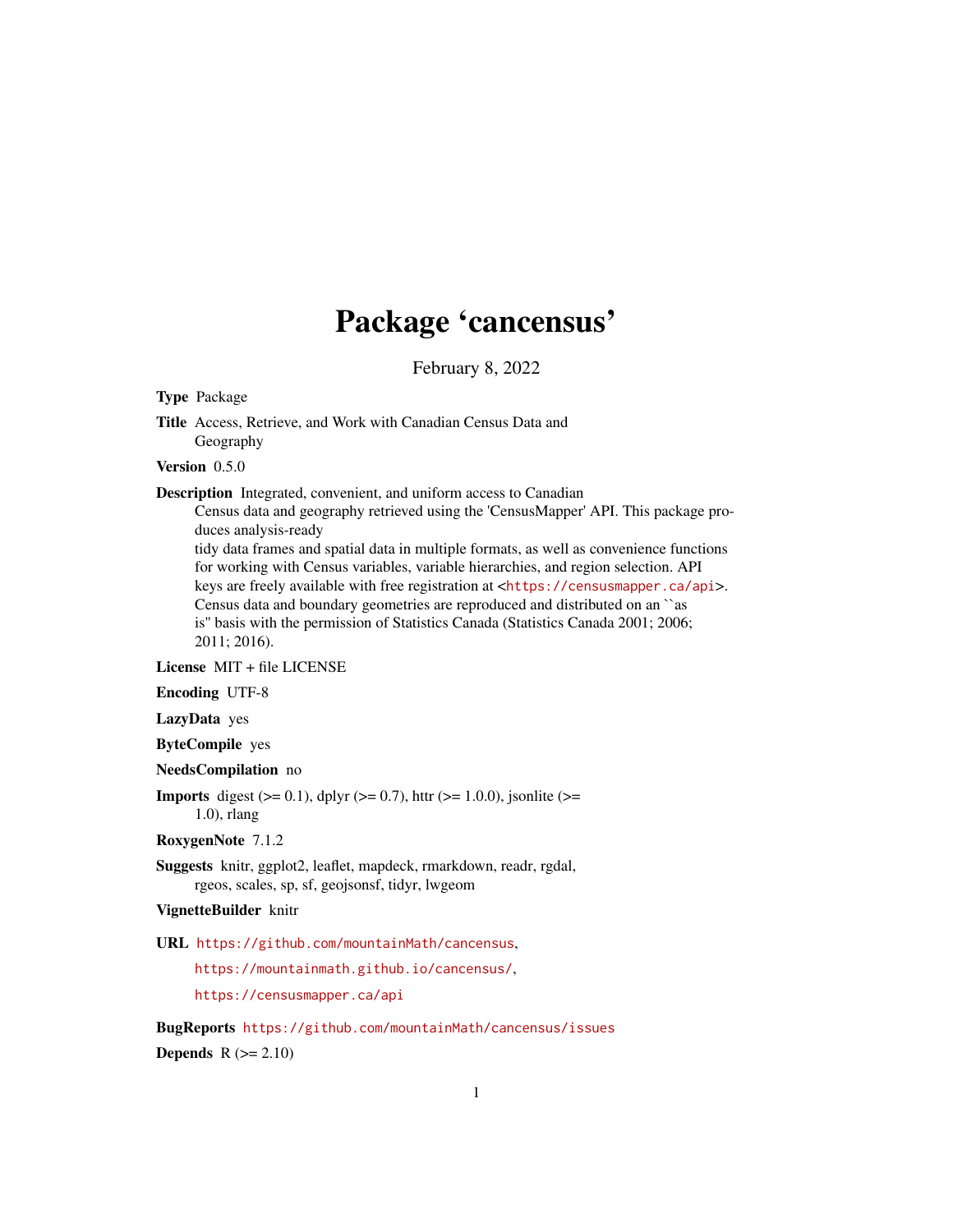# Package 'cancensus'

February 8, 2022

**Type** Package

**Title** Access, Retrieve, and Work with Canadian Census Data and Geography

**Version** 0.5.0

**Description** Integrated, convenient, and uniform access to Canadian Census data and geography retrieved using the 'CensusMapper' API. This package produces analysis-ready tidy data frames and spatial data in multiple formats, as well as convenience functions for working with Census variables, variable hierarchies, and region selection. API keys are freely available with free registration at <https://censusmapper.ca/api>. Census data and boundary geometries are reproduced and distributed on an ``as is'' basis with the permission of Statistics Canada (Statistics Canada 2001; 2006; 2011; 2016).

**License** MIT + file LICENSE

**Encoding** UTF-8

**LazyData** yes

**ByteCompile** yes

**NeedsCompilation** no

**Imports** digest (>= 0.1), dplyr (>= 0.7), httr (>= 1.0.0), jsonlite (>= 1.0), rlang

**RoxygenNote** 7.1.2

**Suggests** knitr, ggplot2, leaflet, mapdeck, rmarkdown, readr, rgdal, rgeos, scales, sp, sf, geojsonsf, tidyr, lwgeom

**VignetteBuilder** knitr

**URL** https://github.com/mountainMath/cancensus,
https://mountainmath.github.io/cancensus/,
https://censusmapper.ca/api

**BugReports** https://github.com/mountainMath/cancensus/issues

**Depends** R (>= 2.10)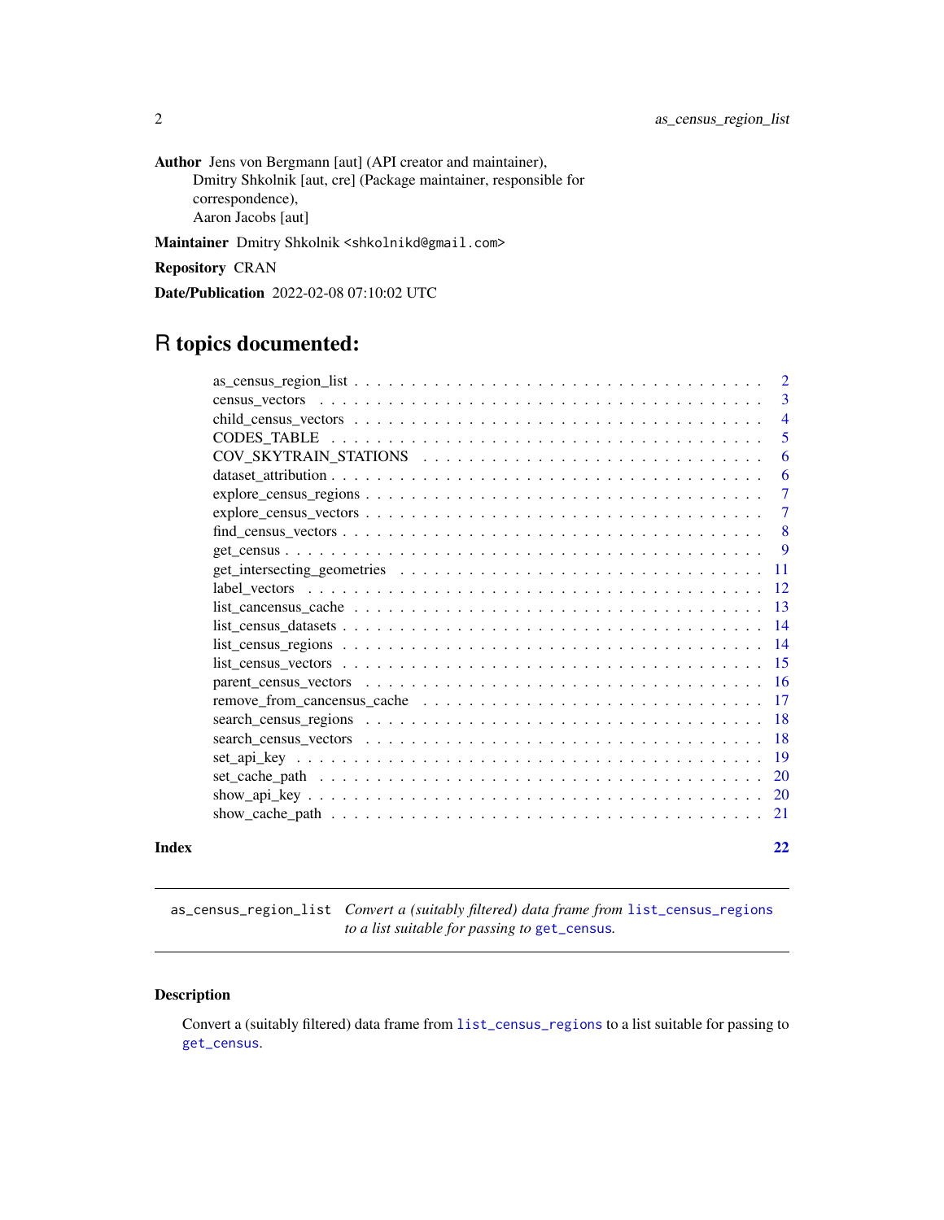**Author** Jens von Bergmann [aut] (API creator and maintainer),
Dmitry Shkolnik [aut, cre] (Package maintainer, responsible for correspondence),
Aaron Jacobs [aut]

**Maintainer** Dmitry Shkolnik <shkolnikd@gmail.com>

**Repository** CRAN

**Date/Publication** 2022-02-08 07:10:02 UTC

# R topics documented:

- as_census_region_list . . . 2
- census_vectors . . . 3
- child_census_vectors . . . 4
- CODES_TABLE . . . 5
- COV_SKYTRAIN_STATIONS . . . 6
- dataset_attribution . . . 6
- explore_census_regions . . . 7
- explore_census_vectors . . . 7
- find_census_vectors . . . 8
- get_census . . . 9
- get_intersecting_geometries . . . 11
- label_vectors . . . 12
- list_cancensus_cache . . . 13
- list_census_datasets . . . 14
- list_census_regions . . . 14
- list_census_vectors . . . 15
- parent_census_vectors . . . 16
- remove_from_cancensus_cache . . . 17
- search_census_regions . . . 18
- search_census_vectors . . . 18
- set_api_key . . . 19
- set_cache_path . . . 20
- show_api_key . . . 20
- show_cache_path . . . 21

**Index** 22

---

## as_census_region_list

*Convert a (suitably filtered) data frame from `list_census_regions` to a list suitable for passing to `get_census`.*

### Description

Convert a (suitably filtered) data frame from `list_census_regions` to a list suitable for passing to `get_census`.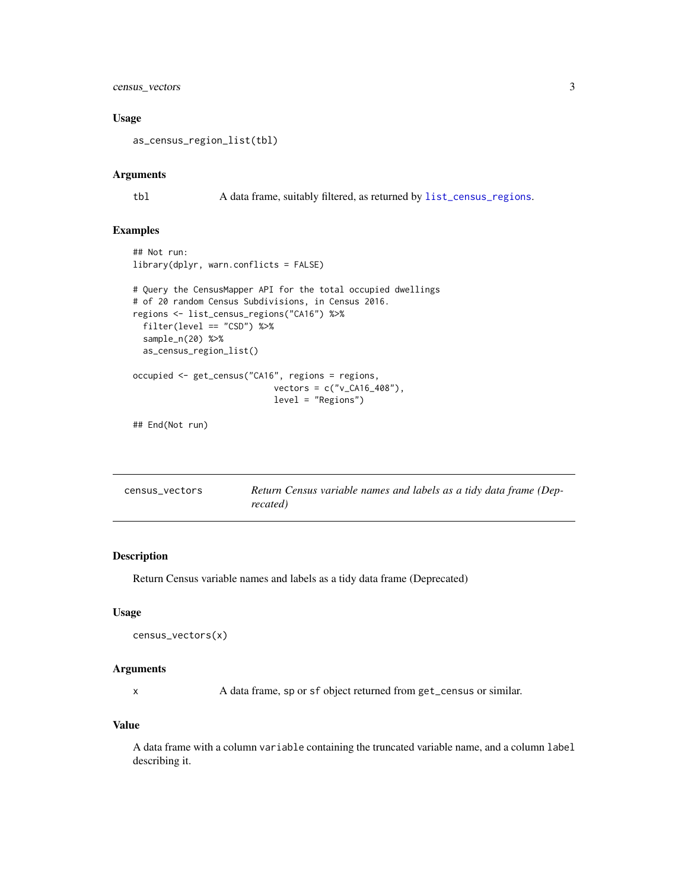### Usage

```
as_census_region_list(tbl)
```

### Arguments

tbl A data frame, suitably filtered, as returned by list_census_regions.

### Examples

```
## Not run:
library(dplyr, warn.conflicts = FALSE)

# Query the CensusMapper API for the total occupied dwellings
# of 20 random Census Subdivisions, in Census 2016.
regions <- list_census_regions("CA16") %>%
  filter(level == "CSD") %>%
  sample_n(20) %>%
  as_census_region_list()

occupied <- get_census("CA16", regions = regions,
                            vectors = c("v_CA16_408"),
                            level = "Regions")

## End(Not run)
```

---

## census_vectors — *Return Census variable names and labels as a tidy data frame (Deprecated)*

---

### Description

Return Census variable names and labels as a tidy data frame (Deprecated)

### Usage

```
census_vectors(x)
```

### Arguments

x A data frame, sp or sf object returned from get_census or similar.

### Value

A data frame with a column variable containing the truncated variable name, and a column label describing it.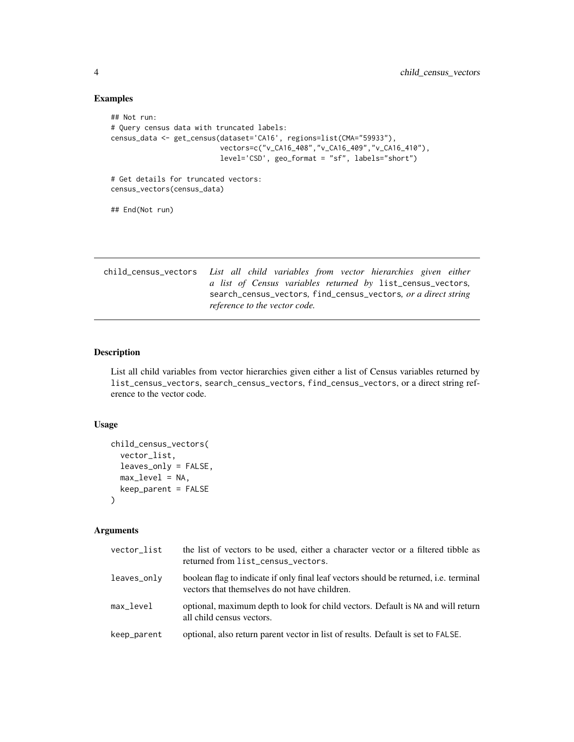## Examples

```
## Not run:
# Query census data with truncated labels:
census_data <- get_census(dataset='CA16', regions=list(CMA="59933"),
                          vectors=c("v_CA16_408","v_CA16_409","v_CA16_410"),
                          level='CSD', geo_format = "sf", labels="short")

# Get details for truncated vectors:
census_vectors(census_data)

## End(Not run)
```

---

# child_census_vectors *List all child variables from vector hierarchies given either a list of Census variables returned by* `list_census_vectors`*,* `search_census_vectors`*,* `find_census_vectors`*, or a direct string reference to the vector code.*

---

## Description

List all child variables from vector hierarchies given either a list of Census variables returned by `list_census_vectors`, `search_census_vectors`, `find_census_vectors`, or a direct string reference to the vector code.

## Usage

```
child_census_vectors(
  vector_list,
  leaves_only = FALSE,
  max_level = NA,
  keep_parent = FALSE
)
```

## Arguments

| | |
|---|---|
| `vector_list` | the list of vectors to be used, either a character vector or a filtered tibble as returned from `list_census_vectors`. |
| `leaves_only` | boolean flag to indicate if only final leaf vectors should be returned, i.e. terminal vectors that themselves do not have children. |
| `max_level` | optional, maximum depth to look for child vectors. Default is `NA` and will return all child census vectors. |
| `keep_parent` | optional, also return parent vector in list of results. Default is set to `FALSE`. |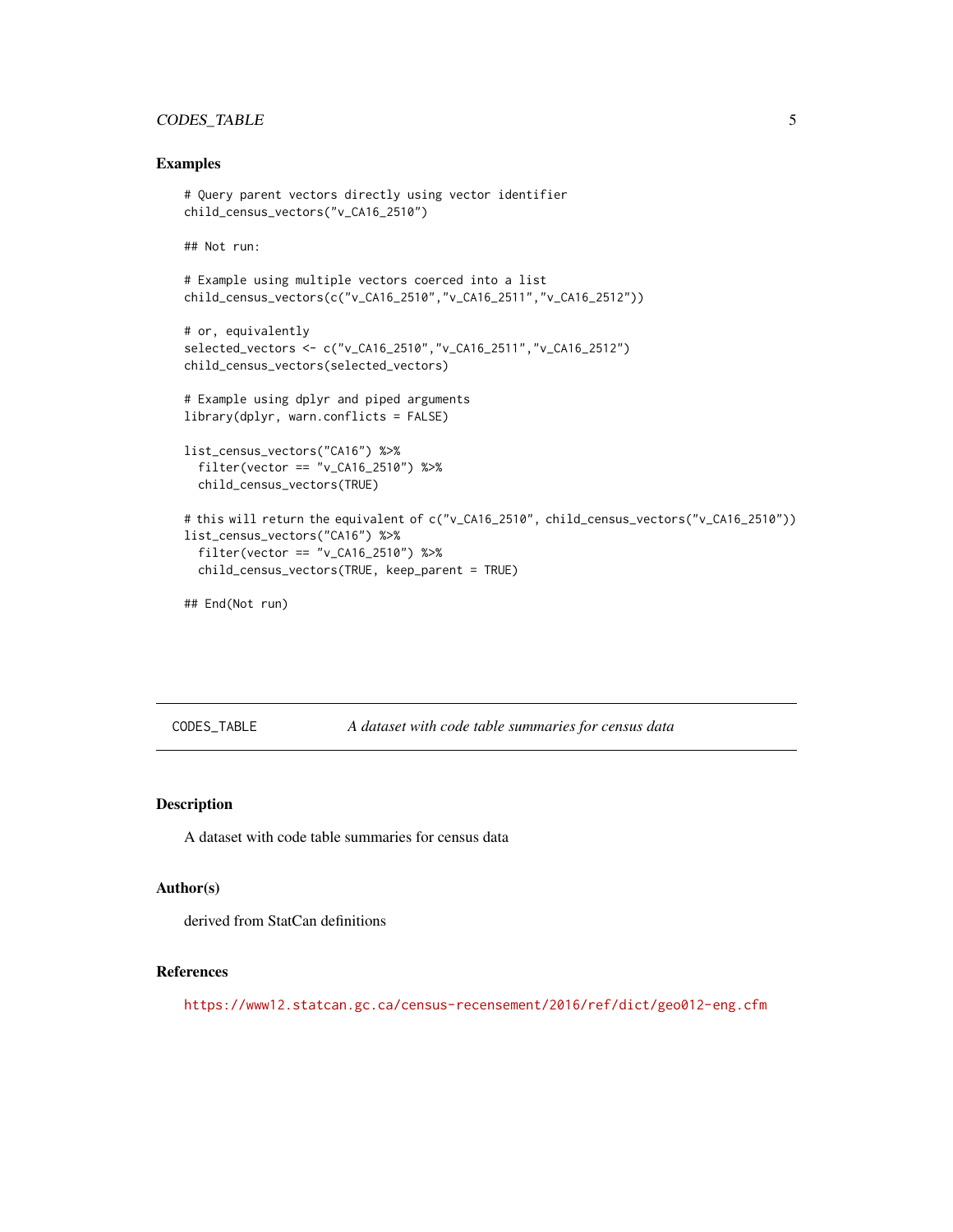### Examples

```
# Query parent vectors directly using vector identifier
child_census_vectors("v_CA16_2510")

## Not run:

# Example using multiple vectors coerced into a list
child_census_vectors(c("v_CA16_2510","v_CA16_2511","v_CA16_2512"))

# or, equivalently
selected_vectors <- c("v_CA16_2510","v_CA16_2511","v_CA16_2512")
child_census_vectors(selected_vectors)

# Example using dplyr and piped arguments
library(dplyr, warn.conflicts = FALSE)

list_census_vectors("CA16") %>%
  filter(vector == "v_CA16_2510") %>%
  child_census_vectors(TRUE)

# this will return the equivalent of c("v_CA16_2510", child_census_vectors("v_CA16_2510"))
list_census_vectors("CA16") %>%
  filter(vector == "v_CA16_2510") %>%
  child_census_vectors(TRUE, keep_parent = TRUE)

## End(Not run)
```

---

## CODES_TABLE    *A dataset with code table summaries for census data*

---

### Description

A dataset with code table summaries for census data

### Author(s)

derived from StatCan definitions

### References

https://www12.statcan.gc.ca/census-recensement/2016/ref/dict/geo012-eng.cfm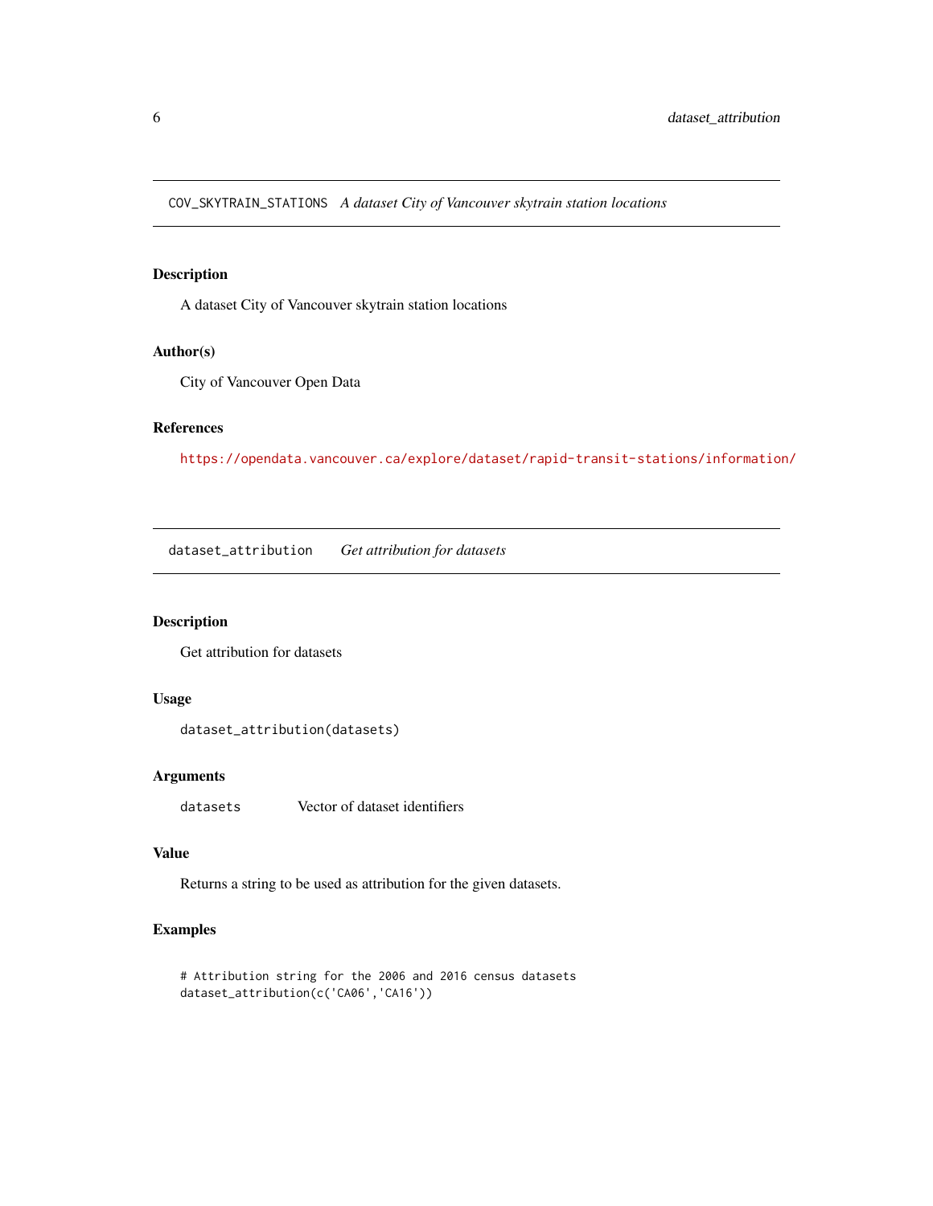## COV_SKYTRAIN_STATIONS *A dataset City of Vancouver skytrain station locations*

### Description

A dataset City of Vancouver skytrain station locations

### Author(s)

City of Vancouver Open Data

### References

https://opendata.vancouver.ca/explore/dataset/rapid-transit-stations/information/

## dataset_attribution *Get attribution for datasets*

### Description

Get attribution for datasets

### Usage

```
dataset_attribution(datasets)
```

### Arguments

| | |
|---|---|
| datasets | Vector of dataset identifiers |

### Value

Returns a string to be used as attribution for the given datasets.

### Examples

```
# Attribution string for the 2006 and 2016 census datasets
dataset_attribution(c('CA06','CA16'))
```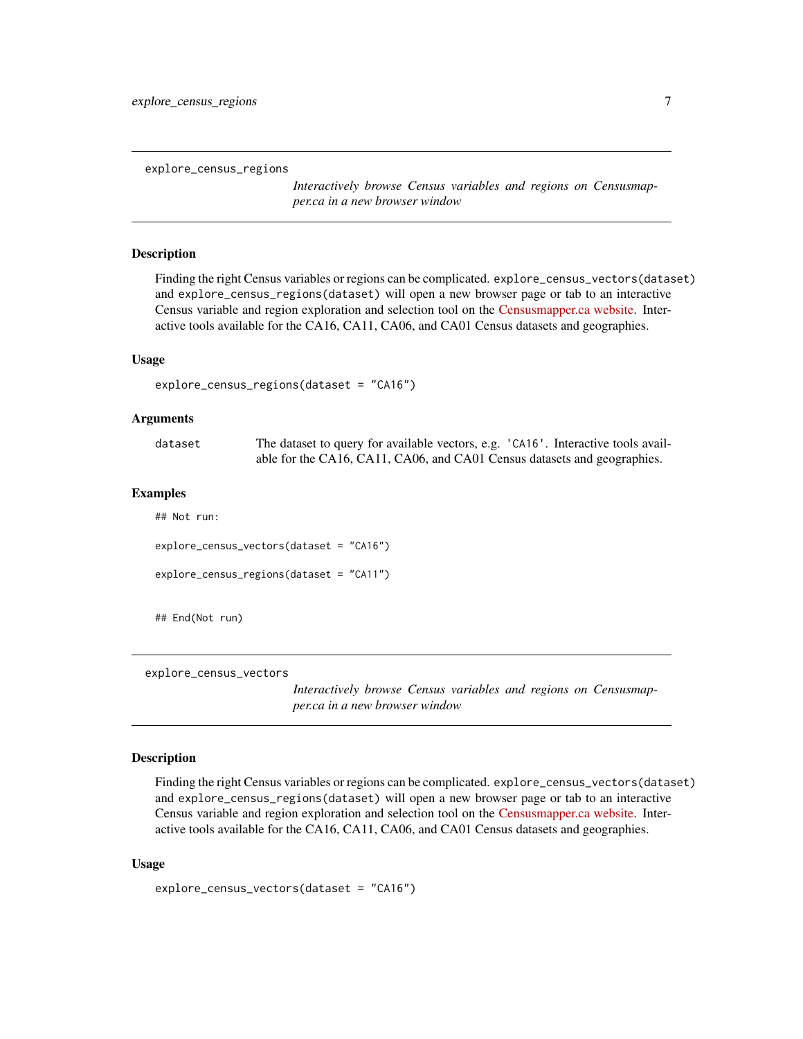## explore_census_regions

*Interactively browse Census variables and regions on Censusmapper.ca in a new browser window*

### Description

Finding the right Census variables or regions can be complicated. `explore_census_vectors(dataset)` and `explore_census_regions(dataset)` will open a new browser page or tab to an interactive Census variable and region exploration and selection tool on the Censusmapper.ca website. Interactive tools available for the CA16, CA11, CA06, and CA01 Census datasets and geographies.

### Usage

```
explore_census_regions(dataset = "CA16")
```

### Arguments

| | |
|---|---|
| `dataset` | The dataset to query for available vectors, e.g. `'CA16'`. Interactive tools available for the CA16, CA11, CA06, and CA01 Census datasets and geographies. |

### Examples

```
## Not run:

explore_census_vectors(dataset = "CA16")

explore_census_regions(dataset = "CA11")


## End(Not run)
```

## explore_census_vectors

*Interactively browse Census variables and regions on Censusmapper.ca in a new browser window*

### Description

Finding the right Census variables or regions can be complicated. `explore_census_vectors(dataset)` and `explore_census_regions(dataset)` will open a new browser page or tab to an interactive Census variable and region exploration and selection tool on the Censusmapper.ca website. Interactive tools available for the CA16, CA11, CA06, and CA01 Census datasets and geographies.

### Usage

```
explore_census_vectors(dataset = "CA16")
```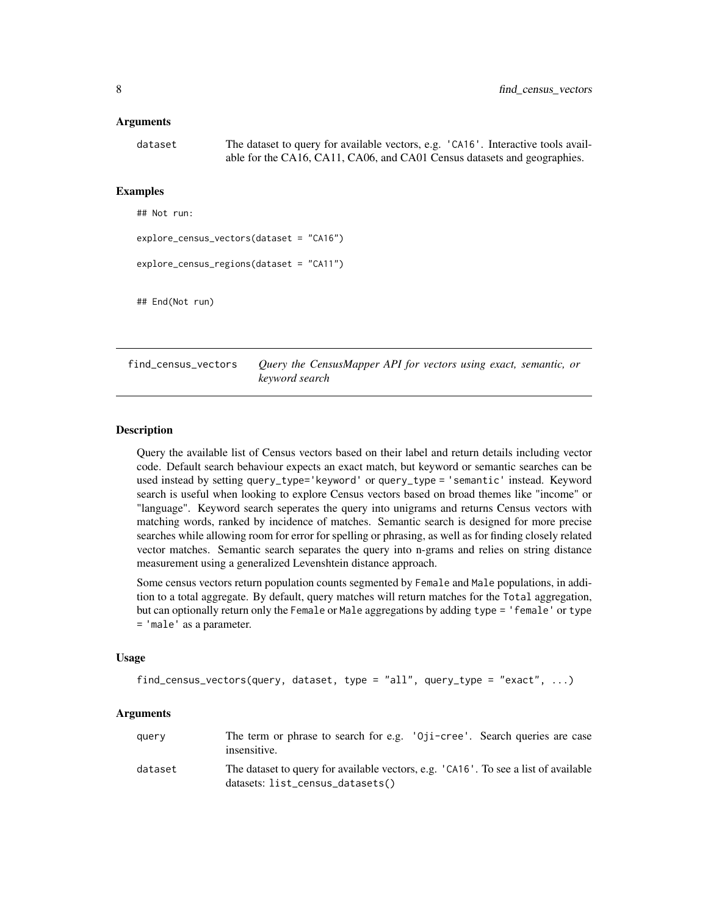### Arguments

dataset    The dataset to query for available vectors, e.g. 'CA16'. Interactive tools available for the CA16, CA11, CA06, and CA01 Census datasets and geographies.

### Examples

```
## Not run:

explore_census_vectors(dataset = "CA16")

explore_census_regions(dataset = "CA11")


## End(Not run)
```

---

## find_census_vectors    *Query the CensusMapper API for vectors using exact, semantic, or keyword search*

---

### Description

Query the available list of Census vectors based on their label and return details including vector code. Default search behaviour expects an exact match, but keyword or semantic searches can be used instead by setting query_type='keyword' or query_type = 'semantic' instead. Keyword search is useful when looking to explore Census vectors based on broad themes like "income" or "language". Keyword search seperates the query into unigrams and returns Census vectors with matching words, ranked by incidence of matches. Semantic search is designed for more precise searches while allowing room for error for spelling or phrasing, as well as for finding closely related vector matches. Semantic search separates the query into n-grams and relies on string distance measurement using a generalized Levenshtein distance approach.

Some census vectors return population counts segmented by Female and Male populations, in addition to a total aggregate. By default, query matches will return matches for the Total aggregation, but can optionally return only the Female or Male aggregations by adding type = 'female' or type = 'male' as a parameter.

### Usage

```
find_census_vectors(query, dataset, type = "all", query_type = "exact", ...)
```

### Arguments

query    The term or phrase to search for e.g. 'Oji-cree'. Search queries are case insensitive.

dataset    The dataset to query for available vectors, e.g. 'CA16'. To see a list of available datasets: list_census_datasets()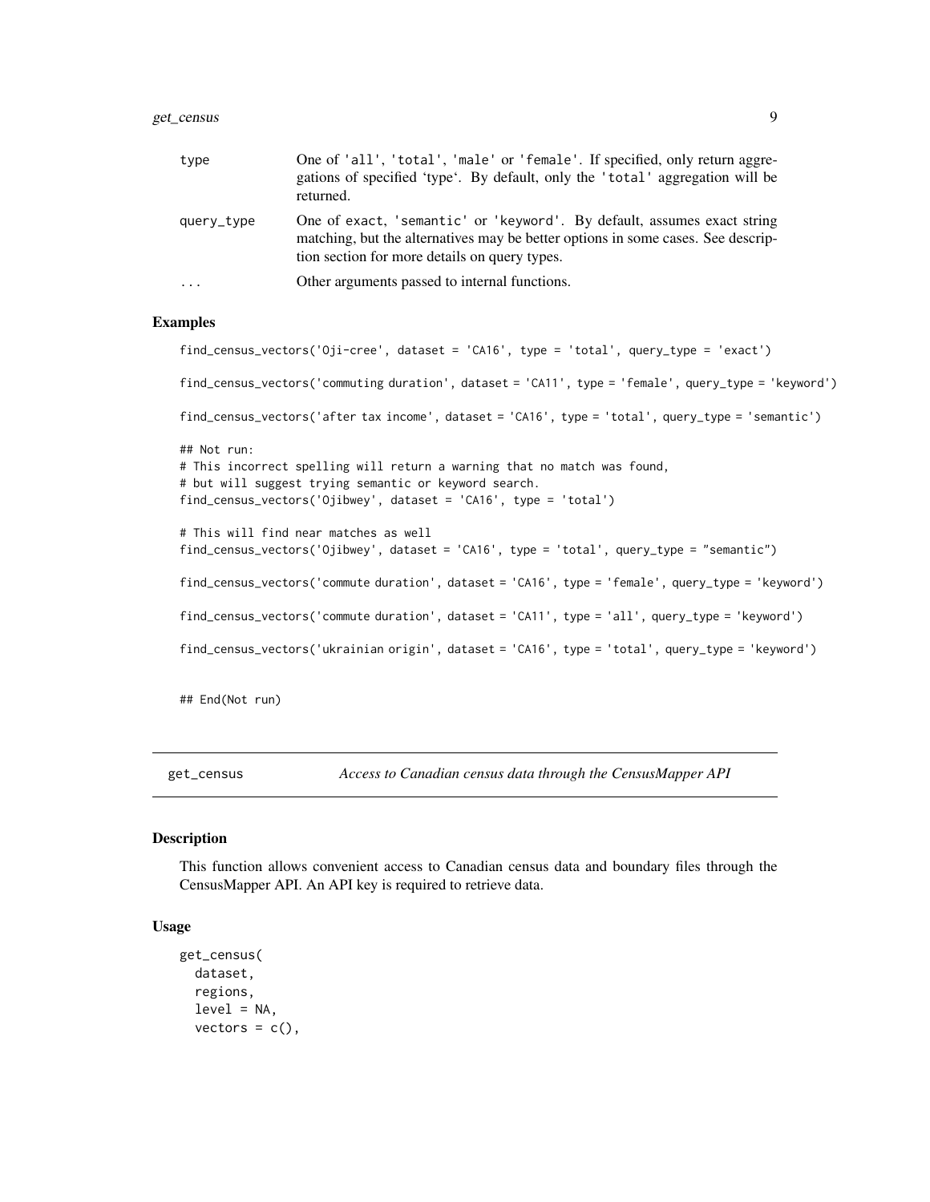| | |
|---|---|
| type | One of 'all', 'total', 'male' or 'female'. If specified, only return aggregations of specified 'type'. By default, only the 'total' aggregation will be returned. |
| query_type | One of exact, 'semantic' or 'keyword'. By default, assumes exact string matching, but the alternatives may be better options in some cases. See description section for more details on query types. |
| ... | Other arguments passed to internal functions. |

### Examples

```
find_census_vectors('Oji-cree', dataset = 'CA16', type = 'total', query_type = 'exact')

find_census_vectors('commuting duration', dataset = 'CA11', type = 'female', query_type = 'keyword')

find_census_vectors('after tax income', dataset = 'CA16', type = 'total', query_type = 'semantic')

## Not run:
# This incorrect spelling will return a warning that no match was found,
# but will suggest trying semantic or keyword search.
find_census_vectors('Ojibwey', dataset = 'CA16', type = 'total')

# This will find near matches as well
find_census_vectors('Ojibwey', dataset = 'CA16', type = 'total', query_type = "semantic")

find_census_vectors('commute duration', dataset = 'CA16', type = 'female', query_type = 'keyword')

find_census_vectors('commute duration', dataset = 'CA11', type = 'all', query_type = 'keyword')

find_census_vectors('ukrainian origin', dataset = 'CA16', type = 'total', query_type = 'keyword')


## End(Not run)
```

---

## get_census *Access to Canadian census data through the CensusMapper API*

### Description

This function allows convenient access to Canadian census data and boundary files through the CensusMapper API. An API key is required to retrieve data.

### Usage

```
get_census(
  dataset,
  regions,
  level = NA,
  vectors = c(),
```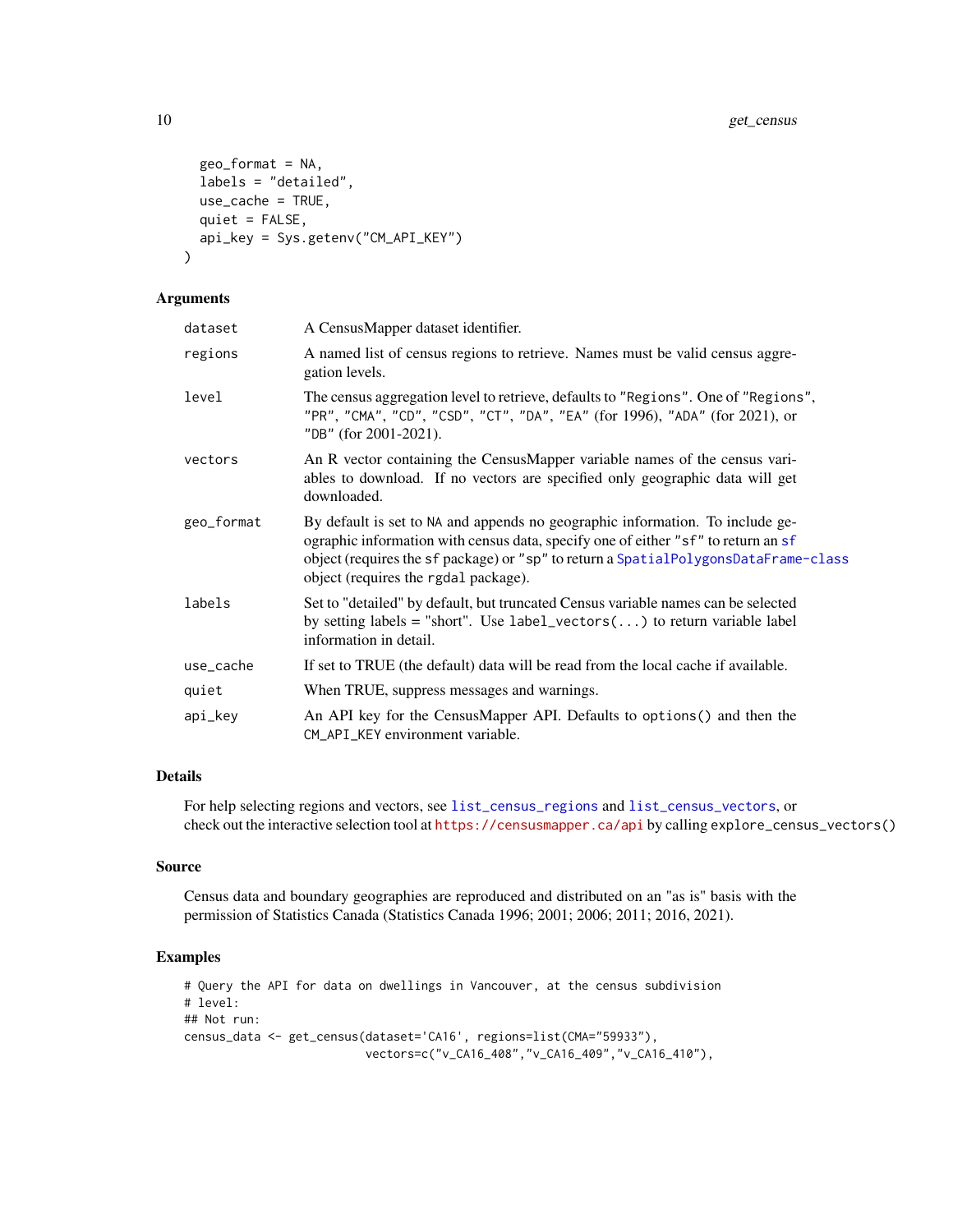```
  geo_format = NA,
  labels = "detailed",
  use_cache = TRUE,
  quiet = FALSE,
  api_key = Sys.getenv("CM_API_KEY")
)
```

### Arguments

| | |
|---|---|
| dataset | A CensusMapper dataset identifier. |
| regions | A named list of census regions to retrieve. Names must be valid census aggregation levels. |
| level | The census aggregation level to retrieve, defaults to "Regions". One of "Regions", "PR", "CMA", "CD", "CSD", "CT", "DA", "EA" (for 1996), "ADA" (for 2021), or "DB" (for 2001-2021). |
| vectors | An R vector containing the CensusMapper variable names of the census variables to download. If no vectors are specified only geographic data will get downloaded. |
| geo_format | By default is set to NA and appends no geographic information. To include geographic information with census data, specify one of either "sf" to return an sf object (requires the sf package) or "sp" to return a SpatialPolygonsDataFrame-class object (requires the rgdal package). |
| labels | Set to "detailed" by default, but truncated Census variable names can be selected by setting labels = "short". Use label_vectors(...) to return variable label information in detail. |
| use_cache | If set to TRUE (the default) data will be read from the local cache if available. |
| quiet | When TRUE, suppress messages and warnings. |
| api_key | An API key for the CensusMapper API. Defaults to options() and then the CM_API_KEY environment variable. |

### Details

For help selecting regions and vectors, see list_census_regions and list_census_vectors, or check out the interactive selection tool at https://censusmapper.ca/api by calling explore_census_vectors()

### Source

Census data and boundary geographies are reproduced and distributed on an "as is" basis with the permission of Statistics Canada (Statistics Canada 1996; 2001; 2006; 2011; 2016, 2021).

### Examples

```
# Query the API for data on dwellings in Vancouver, at the census subdivision
# level:
## Not run:
census_data <- get_census(dataset='CA16', regions=list(CMA="59933"),
                          vectors=c("v_CA16_408","v_CA16_409","v_CA16_410"),
```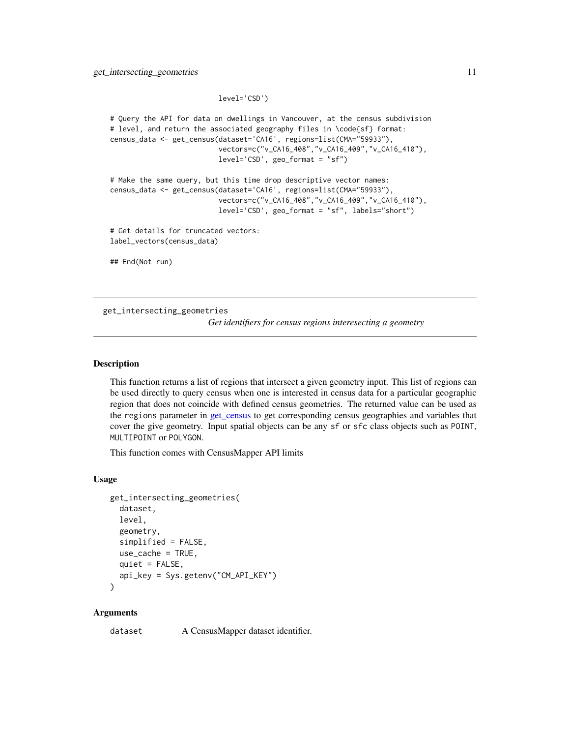```
                          level='CSD')

# Query the API for data on dwellings in Vancouver, at the census subdivision
# level, and return the associated geography files in \code{sf} format:
census_data <- get_census(dataset='CA16', regions=list(CMA="59933"),
                          vectors=c("v_CA16_408","v_CA16_409","v_CA16_410"),
                          level='CSD', geo_format = "sf")

# Make the same query, but this time drop descriptive vector names:
census_data <- get_census(dataset='CA16', regions=list(CMA="59933"),
                          vectors=c("v_CA16_408","v_CA16_409","v_CA16_410"),
                          level='CSD', geo_format = "sf", labels="short")

# Get details for truncated vectors:
label_vectors(census_data)

## End(Not run)
```

---

`get_intersecting_geometries` *Get identifiers for census regions interesecting a geometry*

---

### Description

This function returns a list of regions that intersect a given geometry input. This list of regions can be used directly to query census when one is interested in census data for a particular geographic region that does not coincide with defined census geometries. The returned value can be used as the `regions` parameter in get_census to get corresponding census geographies and variables that cover the give geometry. Input spatial objects can be any `sf` or `sfc` class objects such as `POINT`, `MULTIPOINT` or `POLYGON`.

This function comes with CensusMapper API limits

### Usage

```
get_intersecting_geometries(
  dataset,
  level,
  geometry,
  simplified = FALSE,
  use_cache = TRUE,
  quiet = FALSE,
  api_key = Sys.getenv("CM_API_KEY")
)
```

### Arguments

| | |
|---|---|
| `dataset` | A CensusMapper dataset identifier. |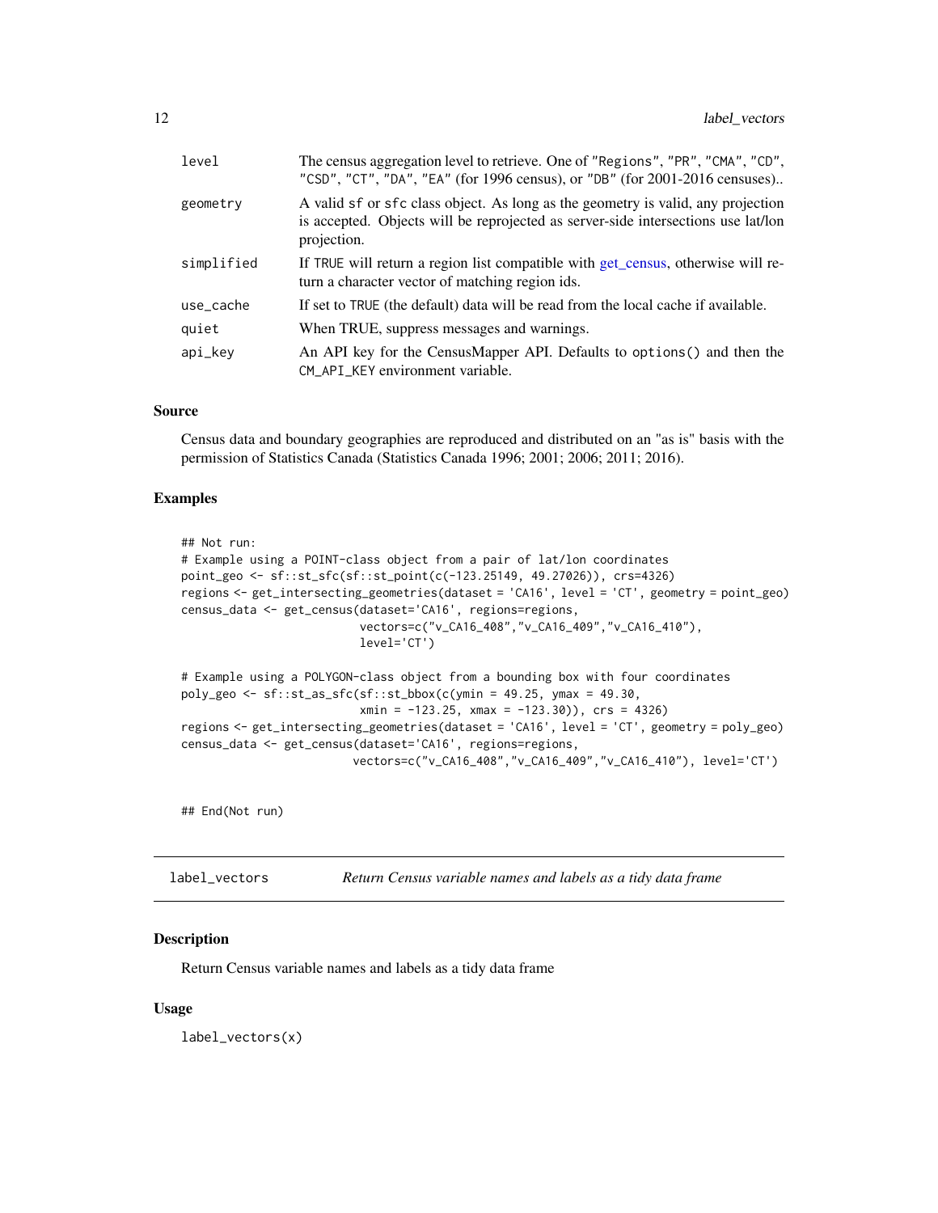| | |
|---|---|
| level | The census aggregation level to retrieve. One of "Regions", "PR", "CMA", "CD", "CSD", "CT", "DA", "EA" (for 1996 census), or "DB" (for 2001-2016 censuses).. |
| geometry | A valid sf or sfc class object. As long as the geometry is valid, any projection is accepted. Objects will be reprojected as server-side intersections use lat/lon projection. |
| simplified | If TRUE will return a region list compatible with get_census, otherwise will return a character vector of matching region ids. |
| use_cache | If set to TRUE (the default) data will be read from the local cache if available. |
| quiet | When TRUE, suppress messages and warnings. |
| api_key | An API key for the CensusMapper API. Defaults to options() and then the CM_API_KEY environment variable. |

### Source

Census data and boundary geographies are reproduced and distributed on an "as is" basis with the permission of Statistics Canada (Statistics Canada 1996; 2001; 2006; 2011; 2016).

### Examples

```
## Not run:
# Example using a POINT-class object from a pair of lat/lon coordinates
point_geo <- sf::st_sfc(sf::st_point(c(-123.25149, 49.27026)), crs=4326)
regions <- get_intersecting_geometries(dataset = 'CA16', level = 'CT', geometry = point_geo)
census_data <- get_census(dataset='CA16', regions=regions,
                          vectors=c("v_CA16_408","v_CA16_409","v_CA16_410"),
                          level='CT')

# Example using a POLYGON-class object from a bounding box with four coordinates
poly_geo <- sf::st_as_sfc(sf::st_bbox(c(ymin = 49.25, ymax = 49.30,
                          xmin = -123.25, xmax = -123.30)), crs = 4326)
regions <- get_intersecting_geometries(dataset = 'CA16', level = 'CT', geometry = poly_geo)
census_data <- get_census(dataset='CA16', regions=regions,
                         vectors=c("v_CA16_408","v_CA16_409","v_CA16_410"), level='CT')


## End(Not run)
```

## label_vectors — *Return Census variable names and labels as a tidy data frame*

### Description

Return Census variable names and labels as a tidy data frame

### Usage

```
label_vectors(x)
```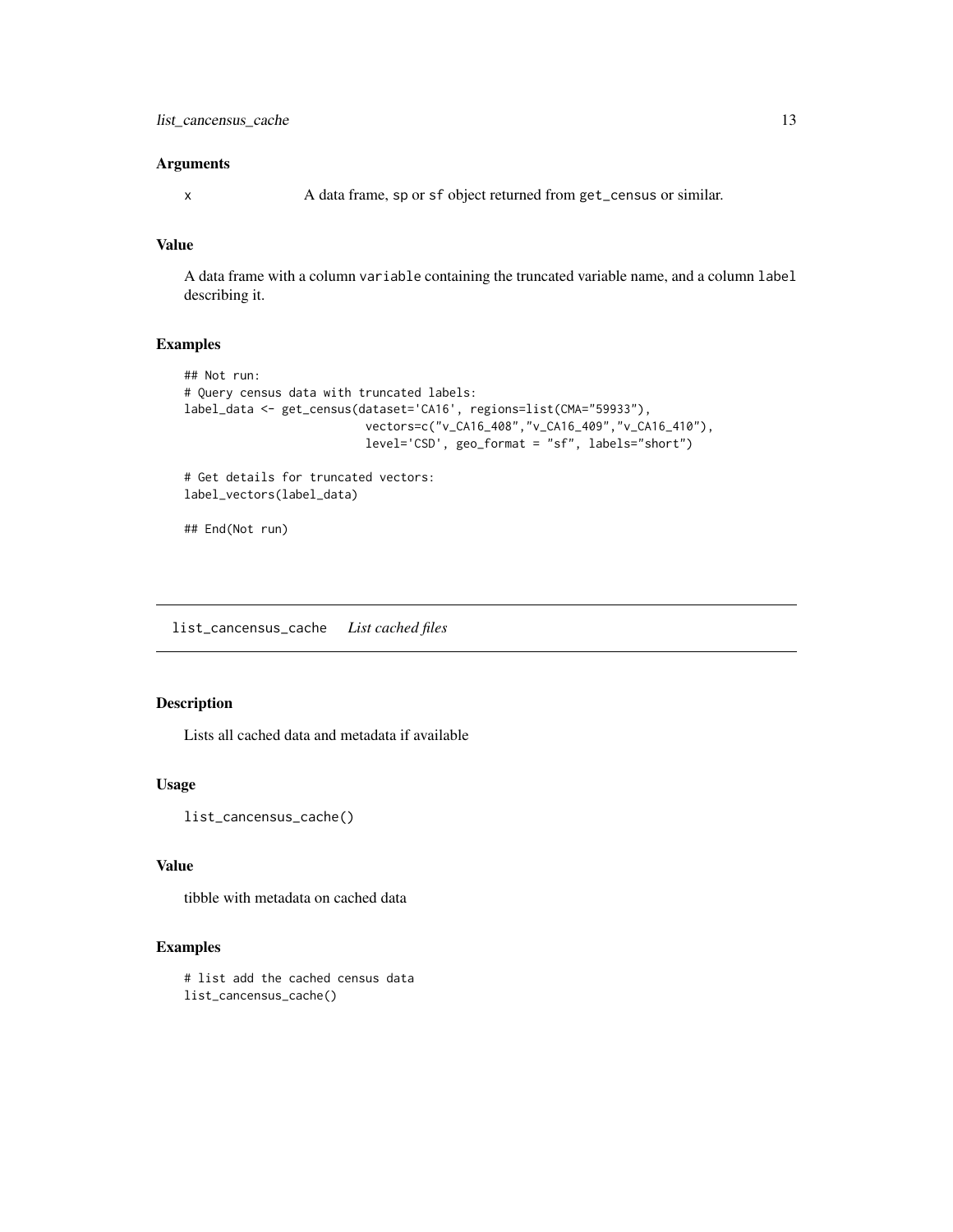### Arguments

x A data frame, sp or sf object returned from get_census or similar.

### Value

A data frame with a column variable containing the truncated variable name, and a column label describing it.

### Examples

```
## Not run:
# Query census data with truncated labels:
label_data <- get_census(dataset='CA16', regions=list(CMA="59933"),
                         vectors=c("v_CA16_408","v_CA16_409","v_CA16_410"),
                         level='CSD', geo_format = "sf", labels="short")

# Get details for truncated vectors:
label_vectors(label_data)

## End(Not run)
```

## list_cancensus_cache *List cached files*

### Description

Lists all cached data and metadata if available

### Usage

```
list_cancensus_cache()
```

### Value

tibble with metadata on cached data

### Examples

```
# list add the cached census data
list_cancensus_cache()
```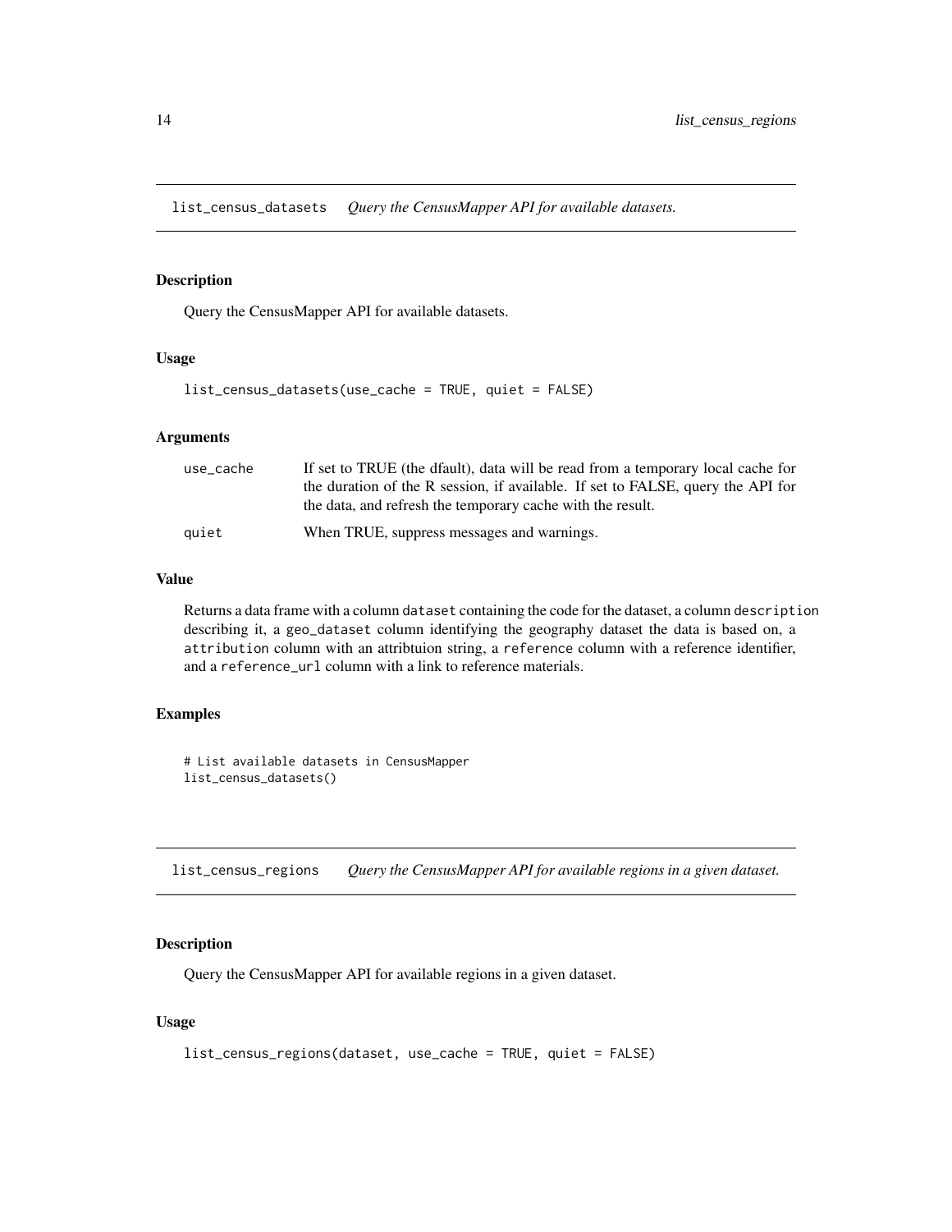## list_census_datasets *Query the CensusMapper API for available datasets.*

### Description

Query the CensusMapper API for available datasets.

### Usage

```
list_census_datasets(use_cache = TRUE, quiet = FALSE)
```

### Arguments

| | |
|---|---|
| use_cache | If set to TRUE (the dfault), data will be read from a temporary local cache for the duration of the R session, if available. If set to FALSE, query the API for the data, and refresh the temporary cache with the result. |
| quiet | When TRUE, suppress messages and warnings. |

### Value

Returns a data frame with a column `dataset` containing the code for the dataset, a column `description` describing it, a `geo_dataset` column identifying the geography dataset the data is based on, a `attribution` column with an attribtuion string, a `reference` column with a reference identifier, and a `reference_url` column with a link to reference materials.

### Examples

```
# List available datasets in CensusMapper
list_census_datasets()
```

## list_census_regions *Query the CensusMapper API for available regions in a given dataset.*

### Description

Query the CensusMapper API for available regions in a given dataset.

### Usage

```
list_census_regions(dataset, use_cache = TRUE, quiet = FALSE)
```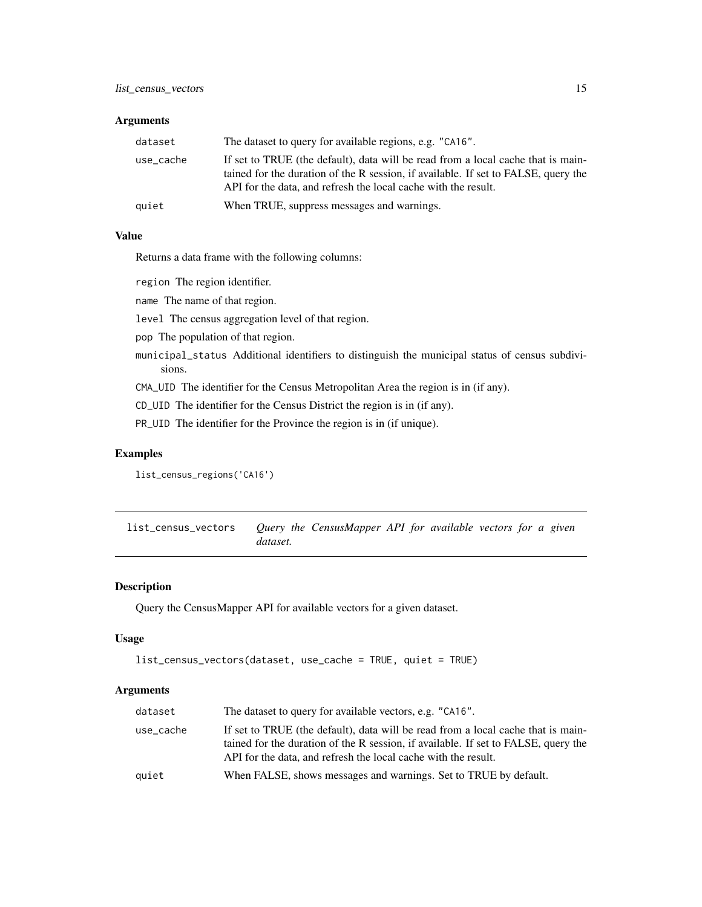### Arguments

| | |
|---|---|
| dataset | The dataset to query for available regions, e.g. "CA16". |
| use_cache | If set to TRUE (the default), data will be read from a local cache that is maintained for the duration of the R session, if available. If set to FALSE, query the API for the data, and refresh the local cache with the result. |
| quiet | When TRUE, suppress messages and warnings. |

### Value

Returns a data frame with the following columns:

- `region` The region identifier.
- `name` The name of that region.
- `level` The census aggregation level of that region.
- `pop` The population of that region.
- `municipal_status` Additional identifiers to distinguish the municipal status of census subdivisions.
- `CMA_UID` The identifier for the Census Metropolitan Area the region is in (if any).
- `CD_UID` The identifier for the Census District the region is in (if any).
- `PR_UID` The identifier for the Province the region is in (if unique).

### Examples

```
list_census_regions('CA16')
```

---

## list_census_vectors — *Query the CensusMapper API for available vectors for a given dataset.*

---

### Description

Query the CensusMapper API for available vectors for a given dataset.

### Usage

```
list_census_vectors(dataset, use_cache = TRUE, quiet = TRUE)
```

### Arguments

| | |
|---|---|
| dataset | The dataset to query for available vectors, e.g. "CA16". |
| use_cache | If set to TRUE (the default), data will be read from a local cache that is maintained for the duration of the R session, if available. If set to FALSE, query the API for the data, and refresh the local cache with the result. |
| quiet | When FALSE, shows messages and warnings. Set to TRUE by default. |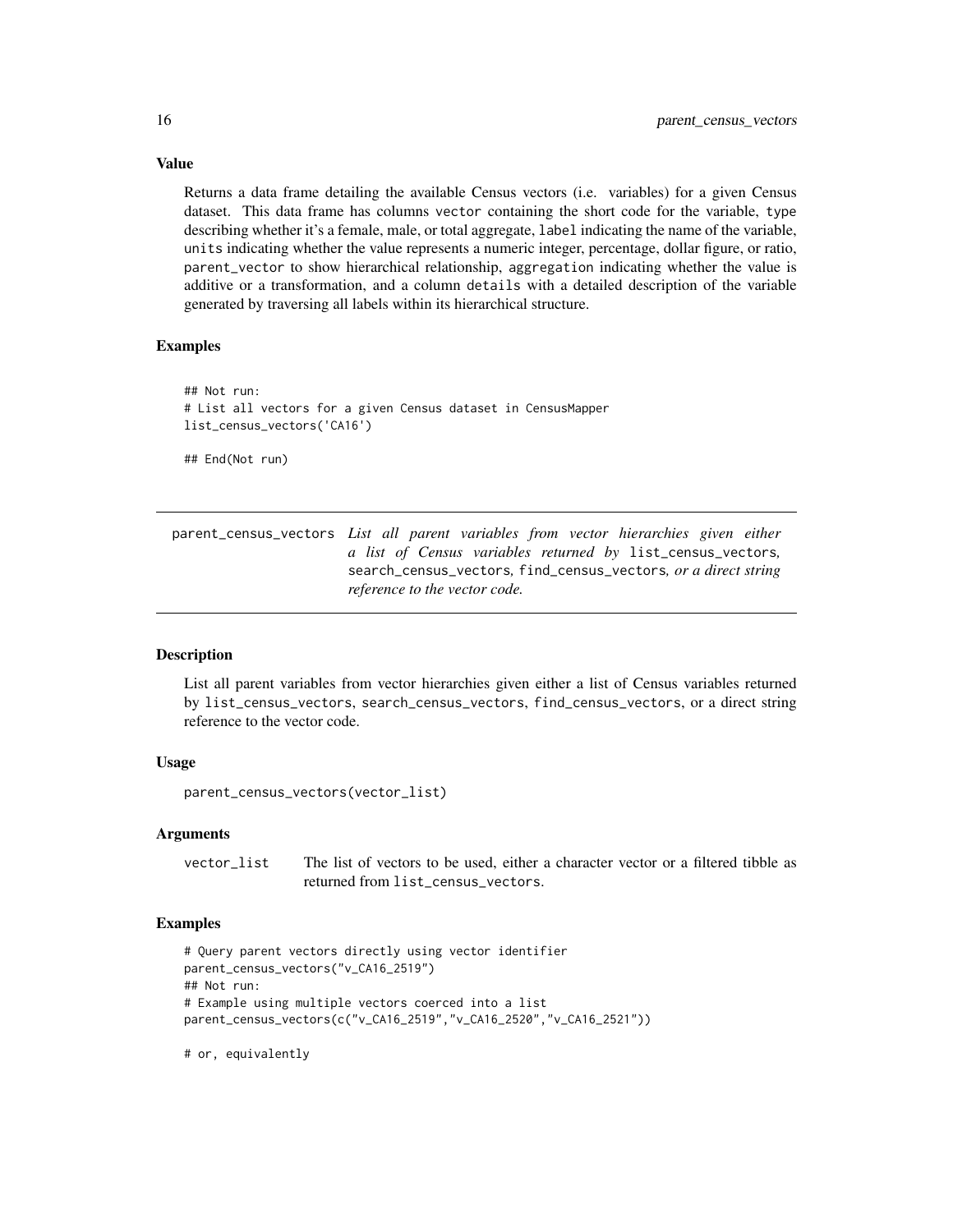### Value

Returns a data frame detailing the available Census vectors (i.e. variables) for a given Census dataset. This data frame has columns `vector` containing the short code for the variable, `type` describing whether it's a female, male, or total aggregate, `label` indicating the name of the variable, `units` indicating whether the value represents a numeric integer, percentage, dollar figure, or ratio, `parent_vector` to show hierarchical relationship, `aggregation` indicating whether the value is additive or a transformation, and a column `details` with a detailed description of the variable generated by traversing all labels within its hierarchical structure.

### Examples

```
## Not run:
# List all vectors for a given Census dataset in CensusMapper
list_census_vectors('CA16')

## End(Not run)
```

---

## parent_census_vectors *List all parent variables from vector hierarchies given either a list of Census variables returned by* `list_census_vectors`*,* `search_census_vectors`*,* `find_census_vectors`*, or a direct string reference to the vector code.*

---

### Description

List all parent variables from vector hierarchies given either a list of Census variables returned by `list_census_vectors`, `search_census_vectors`, `find_census_vectors`, or a direct string reference to the vector code.

### Usage

```
parent_census_vectors(vector_list)
```

### Arguments

| | |
|---|---|
| vector_list | The list of vectors to be used, either a character vector or a filtered tibble as returned from `list_census_vectors`. |

### Examples

```
# Query parent vectors directly using vector identifier
parent_census_vectors("v_CA16_2519")
## Not run:
# Example using multiple vectors coerced into a list
parent_census_vectors(c("v_CA16_2519","v_CA16_2520","v_CA16_2521"))

# or, equivalently
```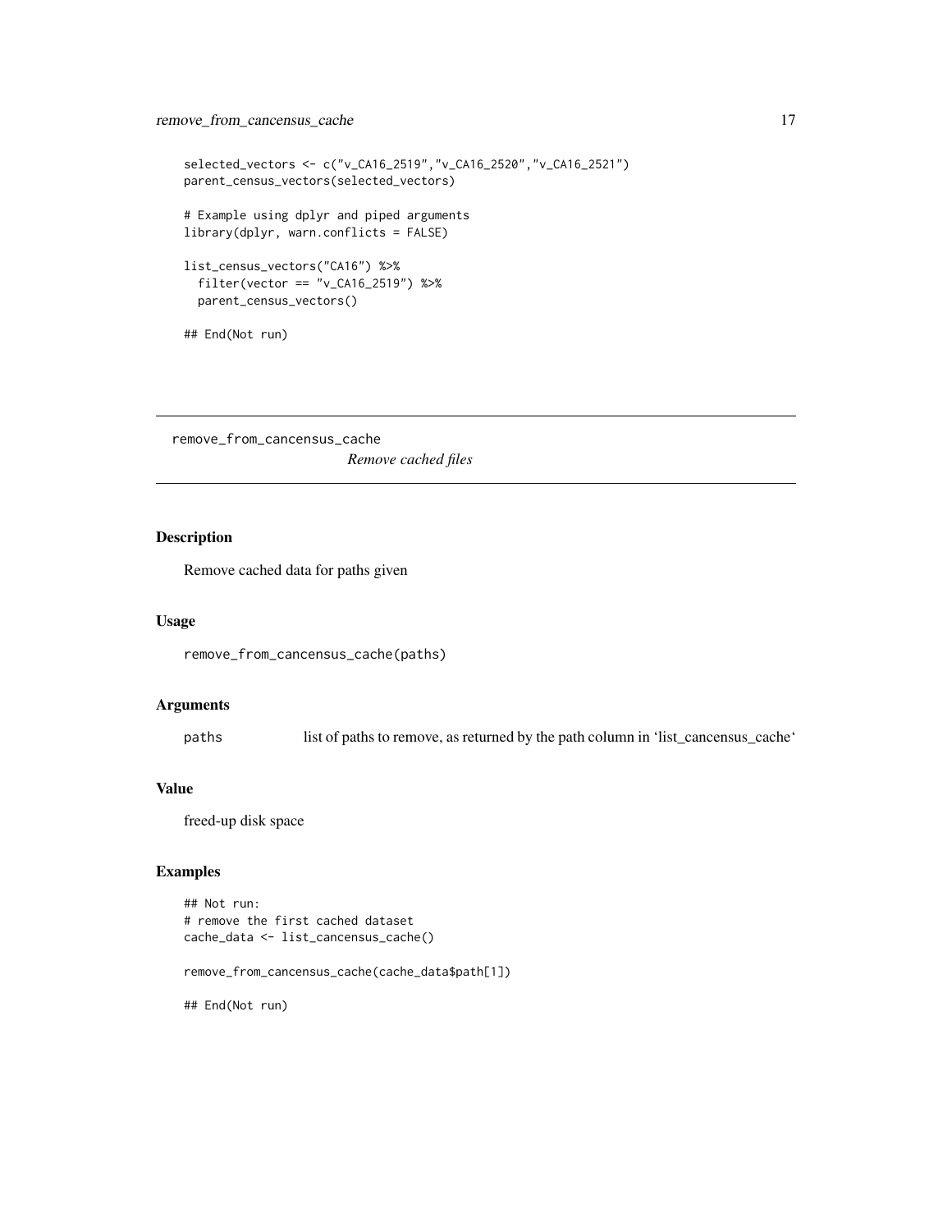```
selected_vectors <- c("v_CA16_2519","v_CA16_2520","v_CA16_2521")
parent_census_vectors(selected_vectors)

# Example using dplyr and piped arguments
library(dplyr, warn.conflicts = FALSE)

list_census_vectors("CA16") %>%
  filter(vector == "v_CA16_2519") %>%
  parent_census_vectors()

## End(Not run)
```

---

## remove_from_cancensus_cache *Remove cached files*

### Description

Remove cached data for paths given

### Usage

```
remove_from_cancensus_cache(paths)
```

### Arguments

| | |
|---|---|
| paths | list of paths to remove, as returned by the path column in 'list_cancensus_cache' |

### Value

freed-up disk space

### Examples

```
## Not run:
# remove the first cached dataset
cache_data <- list_cancensus_cache()

remove_from_cancensus_cache(cache_data$path[1])

## End(Not run)
```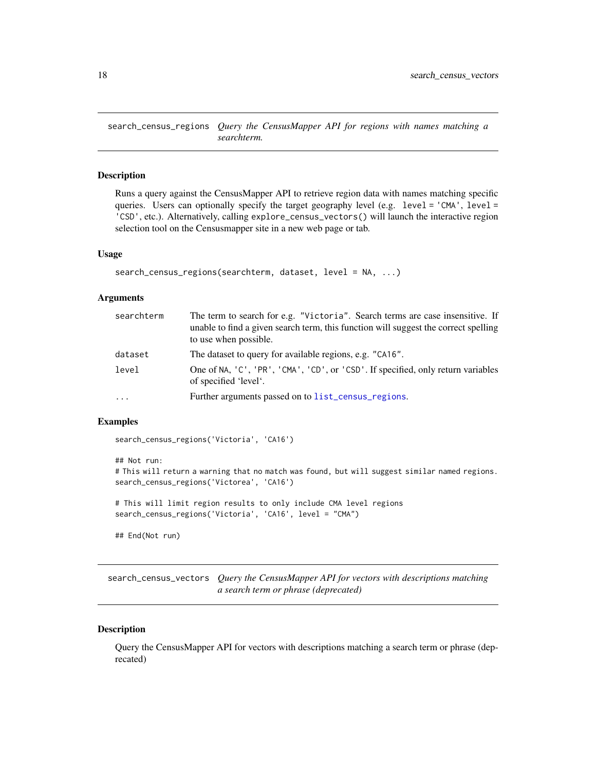## search_census_regions — *Query the CensusMapper API for regions with names matching a searchterm.*

### Description

Runs a query against the CensusMapper API to retrieve region data with names matching specific queries. Users can optionally specify the target geography level (e.g. `level = 'CMA'`, `level = 'CSD'`, etc.). Alternatively, calling `explore_census_vectors()` will launch the interactive region selection tool on the Censusmapper site in a new web page or tab.

### Usage

```
search_census_regions(searchterm, dataset, level = NA, ...)
```

### Arguments

| | |
|---|---|
| searchterm | The term to search for e.g. `"Victoria"`. Search terms are case insensitive. If unable to find a given search term, this function will suggest the correct spelling to use when possible. |
| dataset | The dataset to query for available regions, e.g. `"CA16"`. |
| level | One of `NA`, `'C'`, `'PR'`, `'CMA'`, `'CD'`, or `'CSD'`. If specified, only return variables of specified 'level'. |
| ... | Further arguments passed on to `list_census_regions`. |

### Examples

```
search_census_regions('Victoria', 'CA16')

## Not run:
# This will return a warning that no match was found, but will suggest similar named regions.
search_census_regions('Victorea', 'CA16')

# This will limit region results to only include CMA level regions
search_census_regions('Victoria', 'CA16', level = "CMA")

## End(Not run)
```

## search_census_vectors — *Query the CensusMapper API for vectors with descriptions matching a search term or phrase (deprecated)*

### Description

Query the CensusMapper API for vectors with descriptions matching a search term or phrase (deprecated)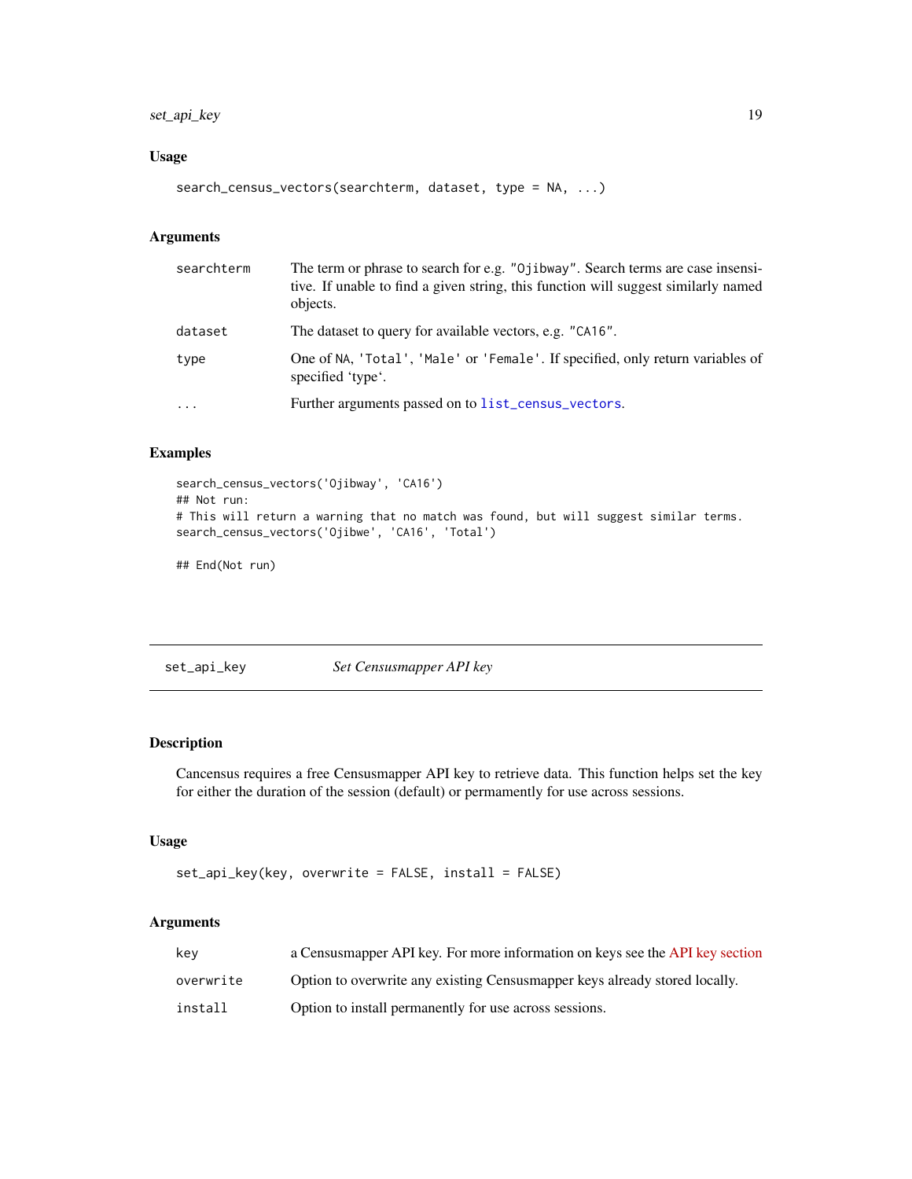### Usage

```
search_census_vectors(searchterm, dataset, type = NA, ...)
```

### Arguments

| | |
|---|---|
| searchterm | The term or phrase to search for e.g. "Ojibway". Search terms are case insensitive. If unable to find a given string, this function will suggest similarly named objects. |
| dataset | The dataset to query for available vectors, e.g. "CA16". |
| type | One of NA, 'Total', 'Male' or 'Female'. If specified, only return variables of specified 'type'. |
| ... | Further arguments passed on to list_census_vectors. |

### Examples

```
search_census_vectors('Ojibway', 'CA16')
## Not run:
# This will return a warning that no match was found, but will suggest similar terms.
search_census_vectors('Ojibwe', 'CA16', 'Total')

## End(Not run)
```

## set_api_key — *Set Censusmapper API key*

### Description

Cancensus requires a free Censusmapper API key to retrieve data. This function helps set the key for either the duration of the session (default) or permamently for use across sessions.

### Usage

```
set_api_key(key, overwrite = FALSE, install = FALSE)
```

### Arguments

| | |
|---|---|
| key | a Censusmapper API key. For more information on keys see the API key section |
| overwrite | Option to overwrite any existing Censusmapper keys already stored locally. |
| install | Option to install permanently for use across sessions. |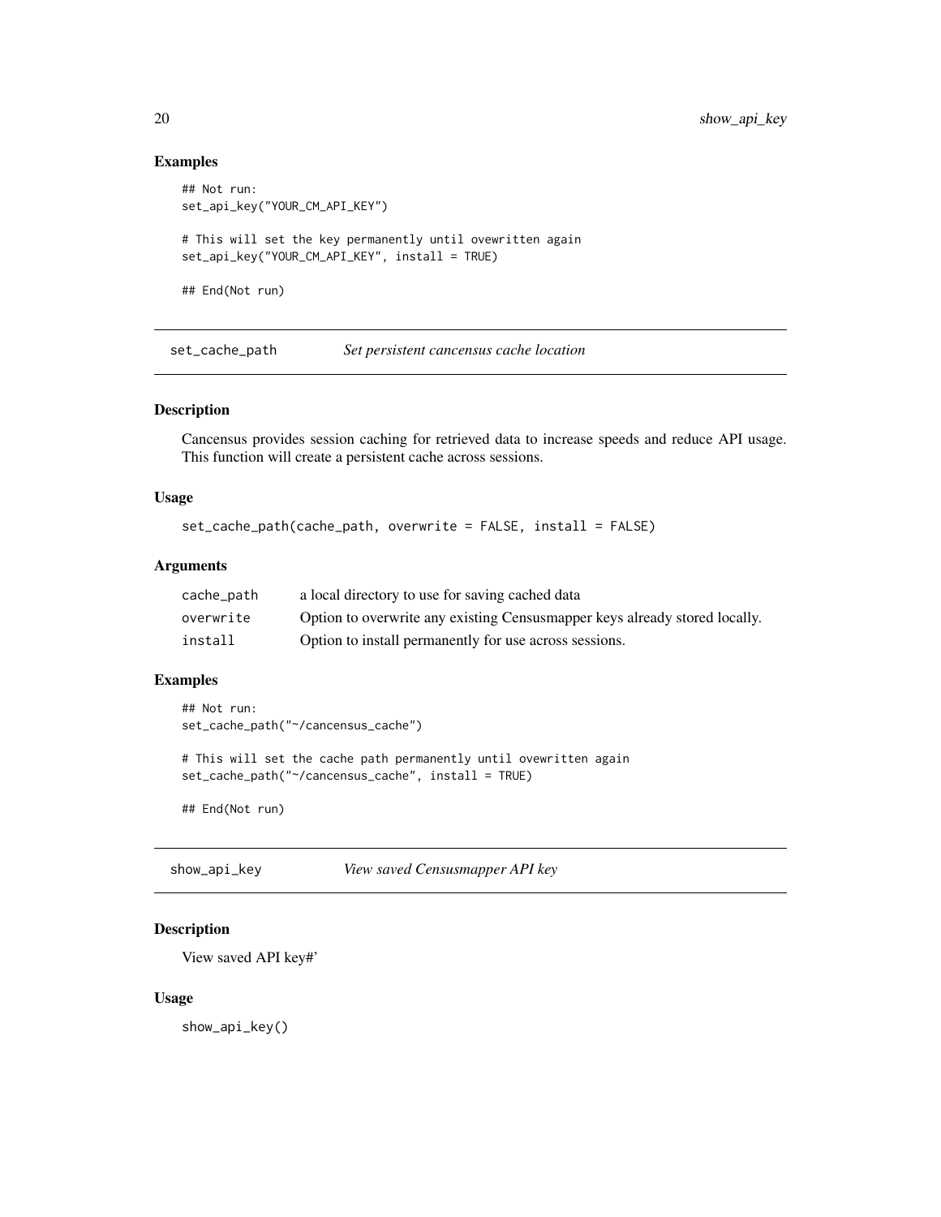### Examples

```
## Not run:
set_api_key("YOUR_CM_API_KEY")

# This will set the key permanently until ovewritten again
set_api_key("YOUR_CM_API_KEY", install = TRUE)

## End(Not run)
```

## set_cache_path — *Set persistent cancensus cache location*

### Description

Cancensus provides session caching for retrieved data to increase speeds and reduce API usage. This function will create a persistent cache across sessions.

### Usage

```
set_cache_path(cache_path, overwrite = FALSE, install = FALSE)
```

### Arguments

| | |
|---|---|
| cache_path | a local directory to use for saving cached data |
| overwrite | Option to overwrite any existing Censusmapper keys already stored locally. |
| install | Option to install permanently for use across sessions. |

### Examples

```
## Not run:
set_cache_path("~/cancensus_cache")

# This will set the cache path permanently until ovewritten again
set_cache_path("~/cancensus_cache", install = TRUE)

## End(Not run)
```

## show_api_key — *View saved Censusmapper API key*

### Description

View saved API key#'

### Usage

```
show_api_key()
```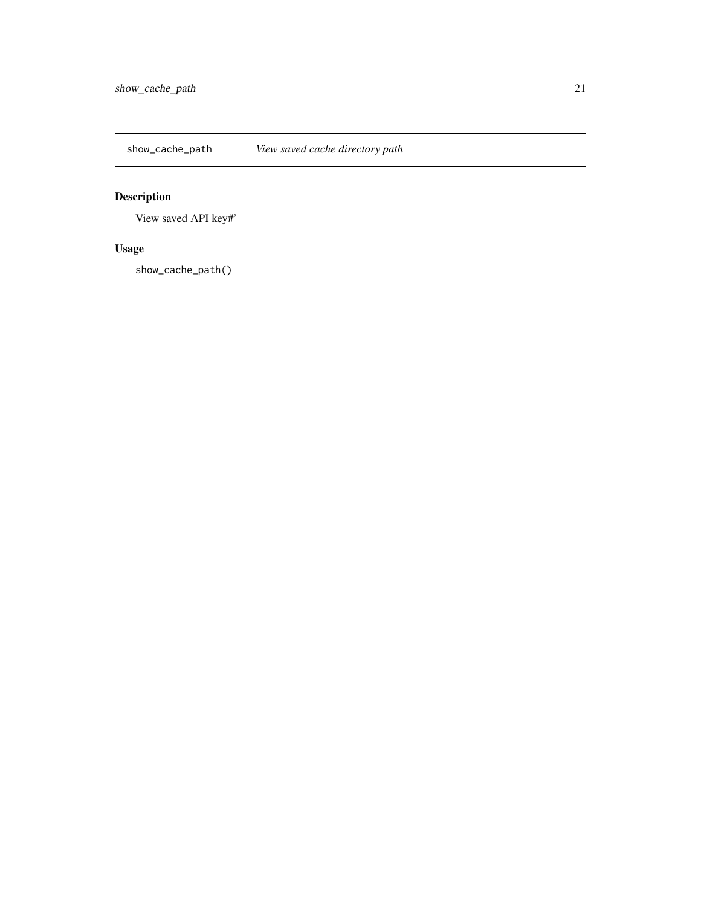## show_cache_path — *View saved cache directory path*

### Description

View saved API key#'

### Usage

```
show_cache_path()
```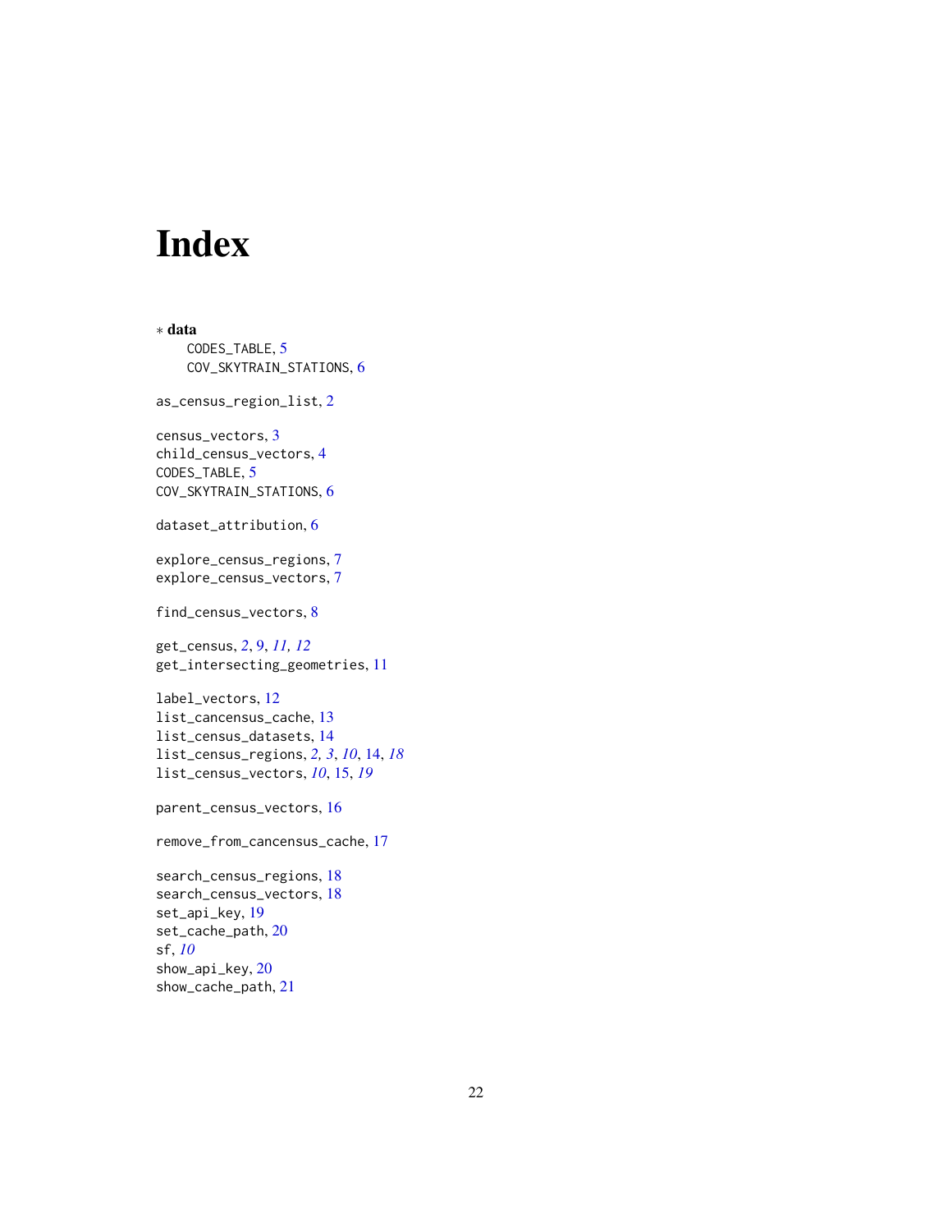# Index

∗ **data**
  CODES_TABLE, 5
  COV_SKYTRAIN_STATIONS, 6

as_census_region_list, 2

census_vectors, 3
child_census_vectors, 4
CODES_TABLE, 5
COV_SKYTRAIN_STATIONS, 6

dataset_attribution, 6

explore_census_regions, 7
explore_census_vectors, 7

find_census_vectors, 8

get_census, *2*, 9, *11, 12*
get_intersecting_geometries, 11

label_vectors, 12
list_cancensus_cache, 13
list_census_datasets, 14
list_census_regions, *2, 3*, *10*, 14, *18*
list_census_vectors, *10*, 15, *19*

parent_census_vectors, 16

remove_from_cancensus_cache, 17

search_census_regions, 18
search_census_vectors, 18
set_api_key, 19
set_cache_path, 20
sf, *10*
show_api_key, 20
show_cache_path, 21